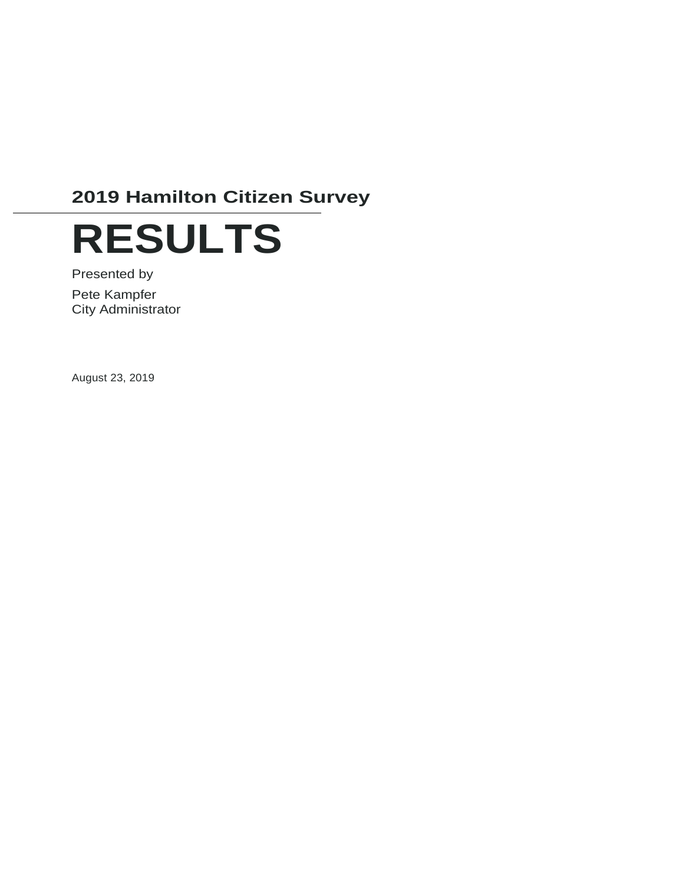## 2019 Hamilton Citizen Survey

# RESULTS

Presented by

Pete Kampfer
City Administrator

August 23, 2019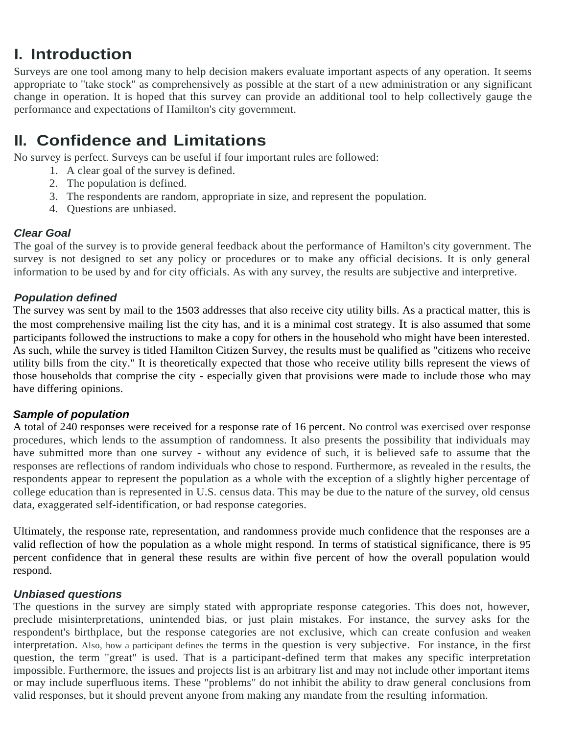# I. Introduction

Surveys are one tool among many to help decision makers evaluate important aspects of any operation. It seems appropriate to "take stock" as comprehensively as possible at the start of a new administration or any significant change in operation. It is hoped that this survey can provide an additional tool to help collectively gauge the performance and expectations of Hamilton's city government.

# II. Confidence and Limitations

No survey is perfect. Surveys can be useful if four important rules are followed:

1. A clear goal of the survey is defined.
2. The population is defined.
3. The respondents are random, appropriate in size, and represent the population.
4. Questions are unbiased.

### *Clear Goal*

The goal of the survey is to provide general feedback about the performance of Hamilton's city government. The survey is not designed to set any policy or procedures or to make any official decisions. It is only general information to be used by and for city officials. As with any survey, the results are subjective and interpretive.

### *Population defined*

The survey was sent by mail to the 1503 addresses that also receive city utility bills. As a practical matter, this is the most comprehensive mailing list the city has, and it is a minimal cost strategy. It is also assumed that some participants followed the instructions to make a copy for others in the household who might have been interested. As such, while the survey is titled Hamilton Citizen Survey, the results must be qualified as "citizens who receive utility bills from the city." It is theoretically expected that those who receive utility bills represent the views of those households that comprise the city - especially given that provisions were made to include those who may have differing opinions.

### *Sample of population*

A total of 240 responses were received for a response rate of 16 percent. No control was exercised over response procedures, which lends to the assumption of randomness. It also presents the possibility that individuals may have submitted more than one survey - without any evidence of such, it is believed safe to assume that the responses are reflections of random individuals who chose to respond. Furthermore, as revealed in the results, the respondents appear to represent the population as a whole with the exception of a slightly higher percentage of college education than is represented in U.S. census data. This may be due to the nature of the survey, old census data, exaggerated self-identification, or bad response categories.

Ultimately, the response rate, representation, and randomness provide much confidence that the responses are a valid reflection of how the population as a whole might respond. In terms of statistical significance, there is 95 percent confidence that in general these results are within five percent of how the overall population would respond.

### *Unbiased questions*

The questions in the survey are simply stated with appropriate response categories. This does not, however, preclude misinterpretations, unintended bias, or just plain mistakes. For instance, the survey asks for the respondent's birthplace, but the response categories are not exclusive, which can create confusion and weaken interpretation. Also, how a participant defines the terms in the question is very subjective. For instance, in the first question, the term "great" is used. That is a participant-defined term that makes any specific interpretation impossible. Furthermore, the issues and projects list is an arbitrary list and may not include other important items or may include superfluous items. These "problems" do not inhibit the ability to draw general conclusions from valid responses, but it should prevent anyone from making any mandate from the resulting information.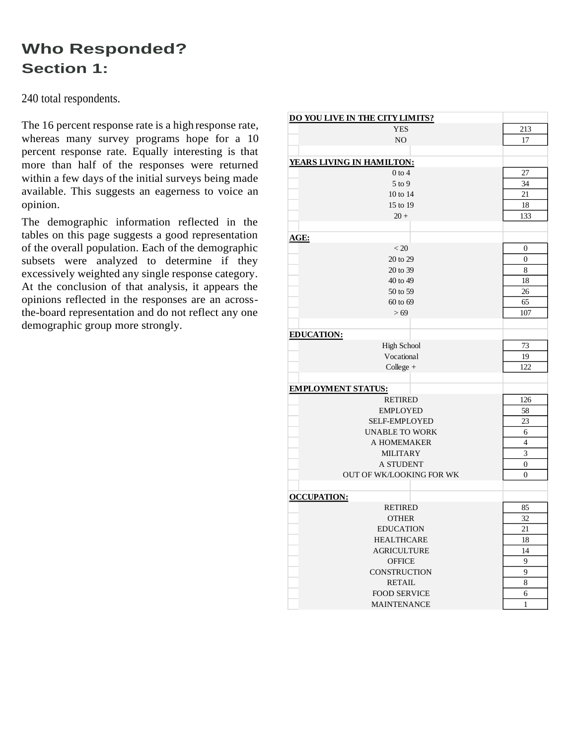# Who Responded?
## Section 1:

240 total respondents.

The 16 percent response rate is a high response rate, whereas many survey programs hope for a 10 percent response rate. Equally interesting is that more than half of the responses were returned within a few days of the initial surveys being made available. This suggests an eagerness to voice an opinion.

The demographic information reflected in the tables on this page suggests a good representation of the overall population. Each of the demographic subsets were analyzed to determine if they excessively weighted any single response category. At the conclusion of that analysis, it appears the opinions reflected in the responses are an across-the-board representation and do not reflect any one demographic group more strongly.

| DO YOU LIVE IN THE CITY LIMITS? | |
|---|---|
| YES | 213 |
| NO | 17 |

| YEARS LIVING IN HAMILTON: | |
|---|---|
| 0 to 4 | 27 |
| 5 to 9 | 34 |
| 10 to 14 | 21 |
| 15 to 19 | 18 |
| 20 + | 133 |

| AGE: | |
|---|---|
| < 20 | 0 |
| 20 to 29 | 0 |
| 20 to 39 | 8 |
| 40 to 49 | 18 |
| 50 to 59 | 26 |
| 60 to 69 | 65 |
| > 69 | 107 |

| EDUCATION: | |
|---|---|
| High School | 73 |
| Vocational | 19 |
| College + | 122 |

| EMPLOYMENT STATUS: | |
|---|---|
| RETIRED | 126 |
| EMPLOYED | 58 |
| SELF-EMPLOYED | 23 |
| UNABLE TO WORK | 6 |
| A HOMEMAKER | 4 |
| MILITARY | 3 |
| A STUDENT | 0 |
| OUT OF WK/LOOKING FOR WK | 0 |

| OCCUPATION: | |
|---|---|
| RETIRED | 85 |
| OTHER | 32 |
| EDUCATION | 21 |
| HEALTHCARE | 18 |
| AGRICULTURE | 14 |
| OFFICE | 9 |
| CONSTRUCTION | 9 |
| RETAIL | 8 |
| FOOD SERVICE | 6 |
| MAINTENANCE | 1 |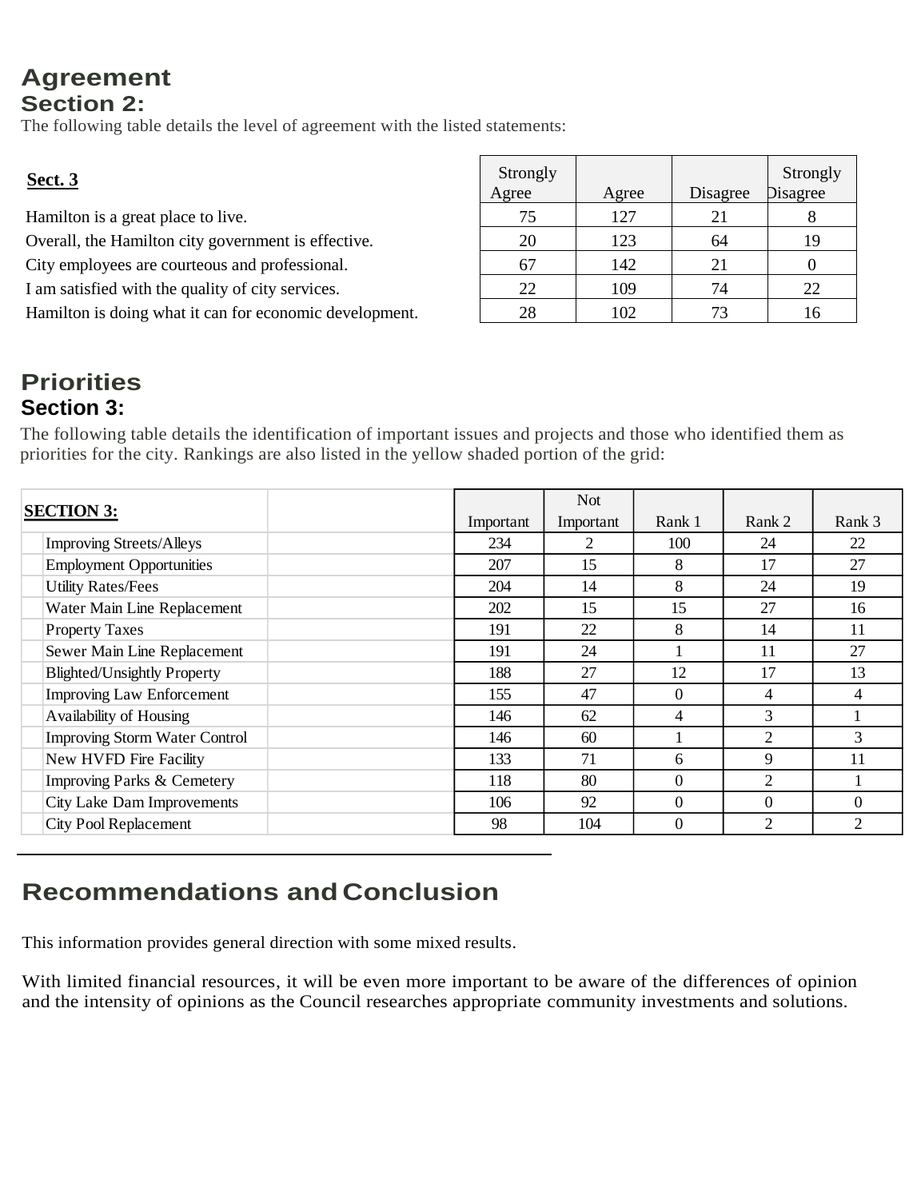# Agreement

## Section 2:

The following table details the level of agreement with the listed statements:

| **Sect. 3** | Strongly Agree | Agree | Disagree | Strongly Disagree |
|---|---|---|---|---|
| Hamilton is a great place to live. | 75 | 127 | 21 | 8 |
| Overall, the Hamilton city government is effective. | 20 | 123 | 64 | 19 |
| City employees are courteous and professional. | 67 | 142 | 21 | 0 |
| I am satisfied with the quality of city services. | 22 | 109 | 74 | 22 |
| Hamilton is doing what it can for economic development. | 28 | 102 | 73 | 16 |

# Priorities

## Section 3:

The following table details the identification of important issues and projects and those who identified them as priorities for the city. Rankings are also listed in the yellow shaded portion of the grid:

| **SECTION 3:** | Important | Not Important | Rank 1 | Rank 2 | Rank 3 |
|---|---|---|---|---|---|
| Improving Streets/Alleys | 234 | 2 | 100 | 24 | 22 |
| Employment Opportunities | 207 | 15 | 8 | 17 | 27 |
| Utility Rates/Fees | 204 | 14 | 8 | 24 | 19 |
| Water Main Line Replacement | 202 | 15 | 15 | 27 | 16 |
| Property Taxes | 191 | 22 | 8 | 14 | 11 |
| Sewer Main Line Replacement | 191 | 24 | 1 | 11 | 27 |
| Blighted/Unsightly Property | 188 | 27 | 12 | 17 | 13 |
| Improving Law Enforcement | 155 | 47 | 0 | 4 | 4 |
| Availability of Housing | 146 | 62 | 4 | 3 | 1 |
| Improving Storm Water Control | 146 | 60 | 1 | 2 | 3 |
| New HVFD Fire Facility | 133 | 71 | 6 | 9 | 11 |
| Improving Parks & Cemetery | 118 | 80 | 0 | 2 | 1 |
| City Lake Dam Improvements | 106 | 92 | 0 | 0 | 0 |
| City Pool Replacement | 98 | 104 | 0 | 2 | 2 |

# Recommendations and Conclusion

This information provides general direction with some mixed results.

With limited financial resources, it will be even more important to be aware of the differences of opinion and the intensity of opinions as the Council researches appropriate community investments and solutions.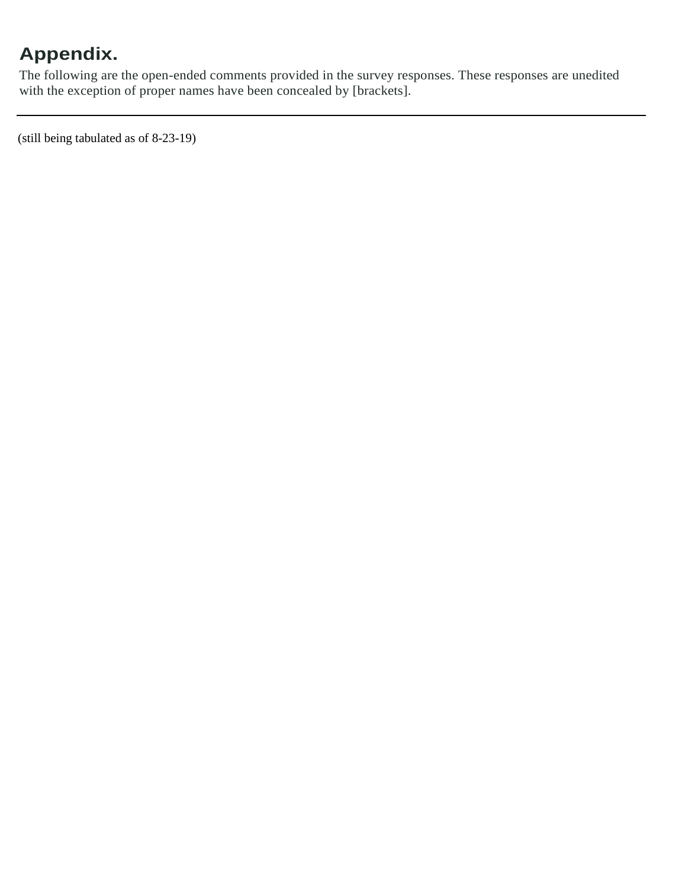## Appendix.

The following are the open-ended comments provided in the survey responses. These responses are unedited with the exception of proper names have been concealed by [brackets].

---

(still being tabulated as of 8-23-19)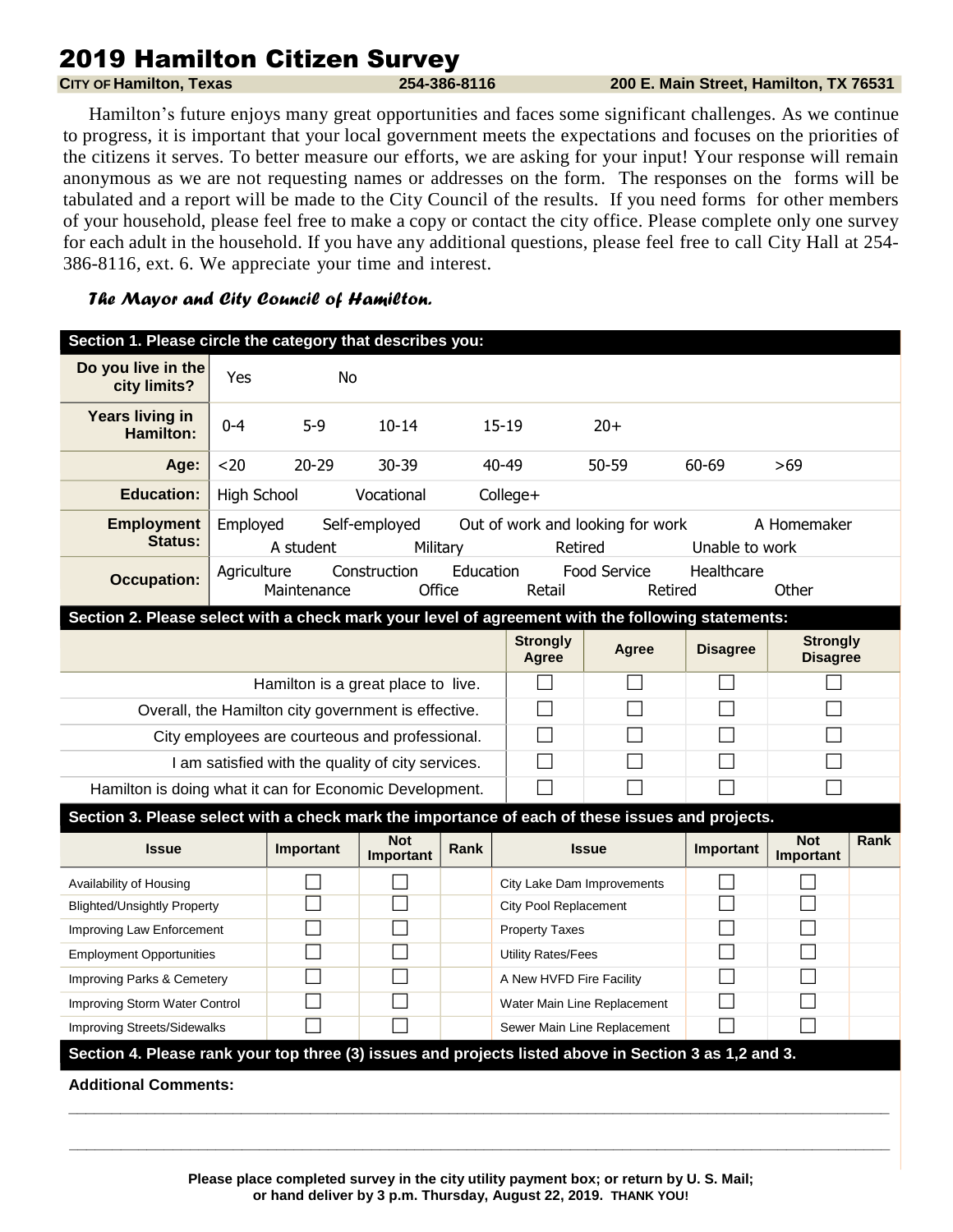# 2019 Hamilton Citizen Survey

**CITY OF Hamilton, Texas** **254-386-8116** **200 E. Main Street, Hamilton, TX 76531**

Hamilton's future enjoys many great opportunities and faces some significant challenges. As we continue to progress, it is important that your local government meets the expectations and focuses on the priorities of the citizens it serves. To better measure our efforts, we are asking for your input! Your response will remain anonymous as we are not requesting names or addresses on the form. The responses on the forms will be tabulated and a report will be made to the City Council of the results. If you need forms for other members of your household, please feel free to make a copy or contact the city office. Please complete only one survey for each adult in the household. If you have any additional questions, please feel free to call City Hall at 254-386-8116, ext. 6. We appreciate your time and interest.

*The Mayor and City Council of Hamilton.*

**Section 1. Please circle the category that describes you:**

| | |
|---|---|
| **Do you live in the city limits?** | Yes No |
| **Years living in Hamilton:** | 0-4 5-9 10-14 15-19 20+ |
| **Age:** | <20 20-29 30-39 40-49 50-59 60-69 >69 |
| **Education:** | High School Vocational College+ |
| **Employment Status:** | Employed Self-employed Out of work and looking for work A Homemaker A student Military Retired Unable to work |
| **Occupation:** | Agriculture Construction Education Food Service Healthcare Maintenance Office Retail Retired Other |

**Section 2. Please select with a check mark your level of agreement with the following statements:**

| | Strongly Agree | Agree | Disagree | Strongly Disagree |
|---|---|---|---|---|
| Hamilton is a great place to live. | ☐ | ☐ | ☐ | ☐ |
| Overall, the Hamilton city government is effective. | ☐ | ☐ | ☐ | ☐ |
| City employees are courteous and professional. | ☐ | ☐ | ☐ | ☐ |
| I am satisfied with the quality of city services. | ☐ | ☐ | ☐ | ☐ |
| Hamilton is doing what it can for Economic Development. | ☐ | ☐ | ☐ | ☐ |

**Section 3. Please select with a check mark the importance of each of these issues and projects.**

| Issue | Important | Not Important | Rank | Issue | Important | Not Important | Rank |
|---|---|---|---|---|---|---|---|
| Availability of Housing | ☐ | ☐ | | City Lake Dam Improvements | ☐ | ☐ | |
| Blighted/Unsightly Property | ☐ | ☐ | | City Pool Replacement | ☐ | ☐ | |
| Improving Law Enforcement | ☐ | ☐ | | Property Taxes | ☐ | ☐ | |
| Employment Opportunities | ☐ | ☐ | | Utility Rates/Fees | ☐ | ☐ | |
| Improving Parks & Cemetery | ☐ | ☐ | | A New HVFD Fire Facility | ☐ | ☐ | |
| Improving Storm Water Control | ☐ | ☐ | | Water Main Line Replacement | ☐ | ☐ | |
| Improving Streets/Sidewalks | ☐ | ☐ | | Sewer Main Line Replacement | ☐ | ☐ | |

**Section 4. Please rank your top three (3) issues and projects listed above in Section 3 as 1,2 and 3.**

**Additional Comments:**

\_\_\_\_\_\_\_\_\_\_\_\_\_\_\_\_\_\_\_\_\_\_\_\_\_\_\_\_\_\_\_\_\_\_\_\_\_\_\_\_\_\_\_\_\_\_\_\_\_\_\_\_\_\_\_\_\_\_\_\_\_\_\_\_\_\_\_\_\_\_\_\_

\_\_\_\_\_\_\_\_\_\_\_\_\_\_\_\_\_\_\_\_\_\_\_\_\_\_\_\_\_\_\_\_\_\_\_\_\_\_\_\_\_\_\_\_\_\_\_\_\_\_\_\_\_\_\_\_\_\_\_\_\_\_\_\_\_\_\_\_\_\_\_\_

**Please place completed survey in the city utility payment box; or return by U. S. Mail; or hand deliver by 3 p.m. Thursday, August 22, 2019. THANK YOU!**